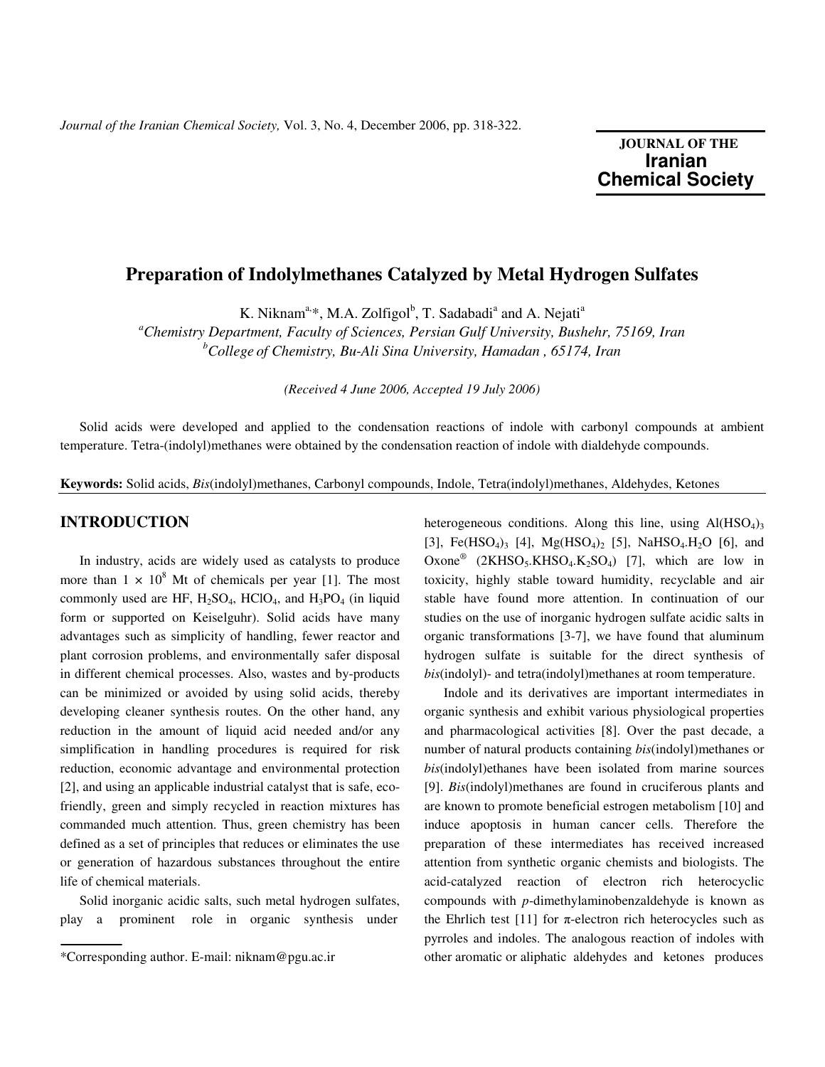# Preparation of Indolylmethanes Catalyzed by Metal Hydrogen Sulfates

K. Niknam[a,*], M.A. Zolfigol[b], T. Sadabadi[a] and A. Nejati[a]

[a]*Chemistry Department, Faculty of Sciences, Persian Gulf University, Bushehr, 75169, Iran*
[b]*College of Chemistry, Bu-Ali Sina University, Hamadan , 65174, Iran*

*(Received 4 June 2006, Accepted 19 July 2006)*

Solid acids were developed and applied to the condensation reactions of indole with carbonyl compounds at ambient temperature. Tetra-(indolyl)methanes were obtained by the condensation reaction of indole with dialdehyde compounds.

**Keywords:** Solid acids, *Bis*(indolyl)methanes, Carbonyl compounds, Indole, Tetra(indolyl)methanes, Aldehydes, Ketones

## INTRODUCTION

In industry, acids are widely used as catalysts to produce more than $1 \times 10^8$ Mt of chemicals per year [1]. The most commonly used are HF, $H_2SO_4$, $HClO_4$, and $H_3PO_4$ (in liquid form or supported on Keiselguhr). Solid acids have many advantages such as simplicity of handling, fewer reactor and plant corrosion problems, and environmentally safer disposal in different chemical processes. Also, wastes and by-products can be minimized or avoided by using solid acids, thereby developing cleaner synthesis routes. On the other hand, any reduction in the amount of liquid acid needed and/or any simplification in handling procedures is required for risk reduction, economic advantage and environmental protection [2], and using an applicable industrial catalyst that is safe, eco-friendly, green and simply recycled in reaction mixtures has commanded much attention. Thus, green chemistry has been defined as a set of principles that reduces or eliminates the use or generation of hazardous substances throughout the entire life of chemical materials.

Solid inorganic acidic salts, such metal hydrogen sulfates, play a prominent role in organic synthesis under heterogeneous conditions. Along this line, using $Al(HSO_4)_3$ [3], $Fe(HSO_4)_3$ [4], $Mg(HSO_4)_2$ [5], $NaHSO_4.H_2O$ [6], and Oxone® ($2KHSO_5.KHSO_4.K_2SO_4$) [7], which are low in toxicity, highly stable toward humidity, recyclable and air stable have found more attention. In continuation of our studies on the use of inorganic hydrogen sulfate acidic salts in organic transformations [3-7], we have found that aluminum hydrogen sulfate is suitable for the direct synthesis of *bis*(indolyl)- and tetra(indolyl)methanes at room temperature.

Indole and its derivatives are important intermediates in organic synthesis and exhibit various physiological properties and pharmacological activities [8]. Over the past decade, a number of natural products containing *bis*(indolyl)methanes or *bis*(indolyl)ethanes have been isolated from marine sources [9]. *Bis*(indolyl)methanes are found in cruciferous plants and are known to promote beneficial estrogen metabolism [10] and induce apoptosis in human cancer cells. Therefore the preparation of these intermediates has received increased attention from synthetic organic chemists and biologists. The acid-catalyzed reaction of electron rich heterocyclic compounds with *p*-dimethylaminobenzaldehyde is known as the Ehrlich test [11] for π-electron rich heterocycles such as pyrroles and indoles. The analogous reaction of indoles with other aromatic or aliphatic aldehydes and ketones produces

*Corresponding author. E-mail: niknam@pgu.ac.ir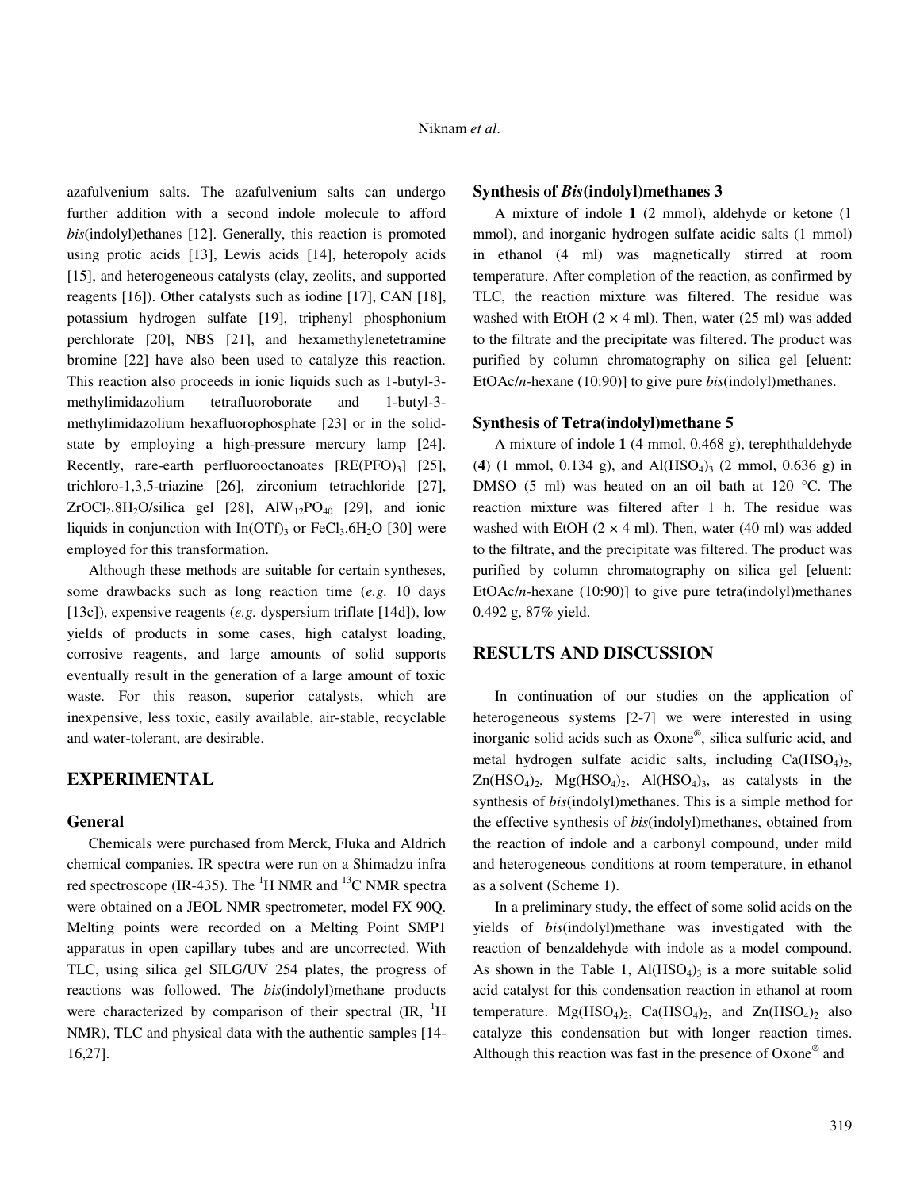azafulvenium salts. The azafulvenium salts can undergo further addition with a second indole molecule to afford *bis*(indolyl)ethanes [12]. Generally, this reaction is promoted using protic acids [13], Lewis acids [14], heteropoly acids [15], and heterogeneous catalysts (clay, zeolits, and supported reagents [16]). Other catalysts such as iodine [17], CAN [18], potassium hydrogen sulfate [19], triphenyl phosphonium perchlorate [20], NBS [21], and hexamethylenetetramine bromine [22] have also been used to catalyze this reaction. This reaction also proceeds in ionic liquids such as 1-butyl-3-methylimidazolium tetrafluoroborate and 1-butyl-3-methylimidazolium hexafluorophosphate [23] or in the solid-state by employing a high-pressure mercury lamp [24]. Recently, rare-earth perfluorooctanoates [$RE(PFO)_3$] [25], trichloro-1,3,5-triazine [26], zirconium tetrachloride [27], $ZrOCl_2.8H_2O$/silica gel [28], $AlW_{12}PO_{40}$ [29], and ionic liquids in conjunction with $In(OTf)_3$ or $FeCl_3.6H_2O$ [30] were employed for this transformation.

Although these methods are suitable for certain syntheses, some drawbacks such as long reaction time (*e.g.* 10 days [13c]), expensive reagents (*e.g.* dyspersium triflate [14d]), low yields of products in some cases, high catalyst loading, corrosive reagents, and large amounts of solid supports eventually result in the generation of a large amount of toxic waste. For this reason, superior catalysts, which are inexpensive, less toxic, easily available, air-stable, recyclable and water-tolerant, are desirable.

## EXPERIMENTAL

### General

Chemicals were purchased from Merck, Fluka and Aldrich chemical companies. IR spectra were run on a Shimadzu infra red spectroscope (IR-435). The $^1H$ NMR and $^{13}C$ NMR spectra were obtained on a JEOL NMR spectrometer, model FX 90Q. Melting points were recorded on a Melting Point SMP1 apparatus in open capillary tubes and are uncorrected. With TLC, using silica gel SILG/UV 254 plates, the progress of reactions was followed. The *bis*(indolyl)methane products were characterized by comparison of their spectral (IR, $^1H$ NMR), TLC and physical data with the authentic samples [14-16,27].

### Synthesis of *Bis*(indolyl)methanes 3

A mixture of indole **1** (2 mmol), aldehyde or ketone (1 mmol), and inorganic hydrogen sulfate acidic salts (1 mmol) in ethanol (4 ml) was magnetically stirred at room temperature. After completion of the reaction, as confirmed by TLC, the reaction mixture was filtered. The residue was washed with EtOH (2 × 4 ml). Then, water (25 ml) was added to the filtrate and the precipitate was filtered. The product was purified by column chromatography on silica gel [eluent: EtOAc/*n*-hexane (10:90)] to give pure *bis*(indolyl)methanes.

### Synthesis of Tetra(indolyl)methane 5

A mixture of indole **1** (4 mmol, 0.468 g), terephthaldehyde (**4**) (1 mmol, 0.134 g), and $Al(HSO_4)_3$ (2 mmol, 0.636 g) in DMSO (5 ml) was heated on an oil bath at 120 °C. The reaction mixture was filtered after 1 h. The residue was washed with EtOH (2 × 4 ml). Then, water (40 ml) was added to the filtrate, and the precipitate was filtered. The product was purified by column chromatography on silica gel [eluent: EtOAc/*n*-hexane (10:90)] to give pure tetra(indolyl)methanes 0.492 g, 87% yield.

## RESULTS AND DISCUSSION

In continuation of our studies on the application of heterogeneous systems [2-7] we were interested in using inorganic solid acids such as Oxone®, silica sulfuric acid, and metal hydrogen sulfate acidic salts, including $Ca(HSO_4)_2$, $Zn(HSO_4)_2$, $Mg(HSO_4)_2$, $Al(HSO_4)_3$, as catalysts in the synthesis of *bis*(indolyl)methanes. This is a simple method for the effective synthesis of *bis*(indolyl)methanes, obtained from the reaction of indole and a carbonyl compound, under mild and heterogeneous conditions at room temperature, in ethanol as a solvent (Scheme 1).

In a preliminary study, the effect of some solid acids on the yields of *bis*(indolyl)methane was investigated with the reaction of benzaldehyde with indole as a model compound. As shown in the Table 1, $Al(HSO_4)_3$ is a more suitable solid acid catalyst for this condensation reaction in ethanol at room temperature. $Mg(HSO_4)_2$, $Ca(HSO_4)_2$, and $Zn(HSO_4)_2$ also catalyze this condensation but with longer reaction times. Although this reaction was fast in the presence of Oxone® and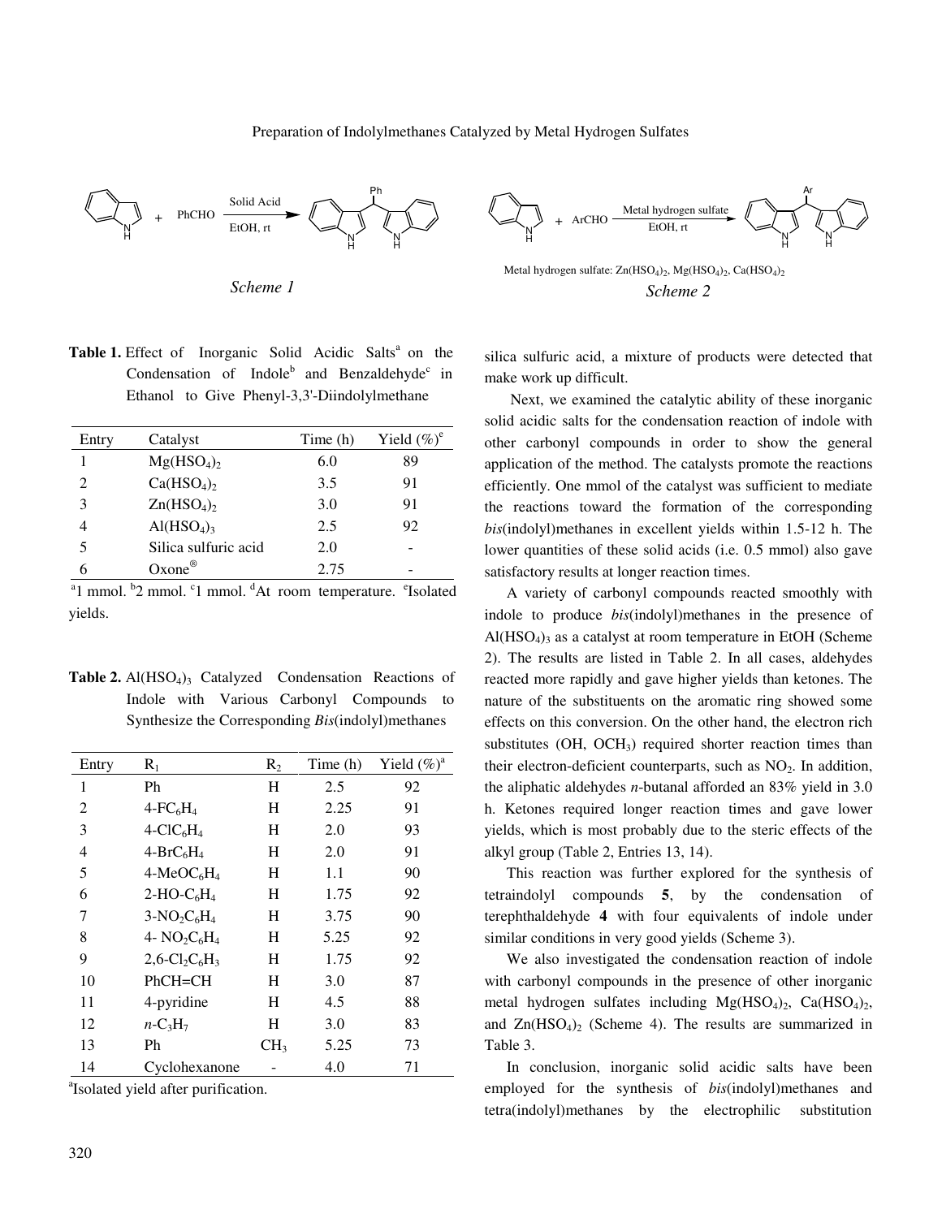Scheme 1

Metal hydrogen sulfate: $Zn(HSO_4)_2$, $Mg(HSO_4)_2$, $Ca(HSO_4)_2$

Scheme 2

**Table 1.** Effect of Inorganic Solid Acidic Salts[a] on the Condensation of Indole[b] and Benzaldehyde[c] in Ethanol to Give Phenyl-3,3'-Diindolylmethane

| Entry | Catalyst | Time (h) | Yield (%)[e] |
|---|---|---|---|
| 1 | $Mg(HSO_4)_2$ | 6.0 | 89 |
| 2 | $Ca(HSO_4)_2$ | 3.5 | 91 |
| 3 | $Zn(HSO_4)_2$ | 3.0 | 91 |
| 4 | $Al(HSO_4)_3$ | 2.5 | 92 |
| 5 | Silica sulfuric acid | 2.0 | - |
| 6 | Oxone® | 2.75 | - |

[a]1 mmol. [b]2 mmol. [c]1 mmol. [d]At room temperature. [e]Isolated yields.

**Table 2.** $Al(HSO_4)_3$ Catalyzed Condensation Reactions of Indole with Various Carbonyl Compounds to Synthesize the Corresponding *Bis*(indolyl)methanes

| Entry | $R_1$ | $R_2$ | Time (h) | Yield (%)[a] |
|---|---|---|---|---|
| 1 | Ph | H | 2.5 | 92 |
| 2 | $4\text{-}FC_6H_4$ | H | 2.25 | 91 |
| 3 | $4\text{-}ClC_6H_4$ | H | 2.0 | 93 |
| 4 | $4\text{-}BrC_6H_4$ | H | 2.0 | 91 |
| 5 | $4\text{-}MeOC_6H_4$ | H | 1.1 | 90 |
| 6 | $2\text{-}HO\text{-}C_6H_4$ | H | 1.75 | 92 |
| 7 | $3\text{-}NO_2C_6H_4$ | H | 3.75 | 90 |
| 8 | $4\text{-}NO_2C_6H_4$ | H | 5.25 | 92 |
| 9 | $2,6\text{-}Cl_2C_6H_3$ | H | 1.75 | 92 |
| 10 | PhCH=CH | H | 3.0 | 87 |
| 11 | 4-pyridine | H | 4.5 | 88 |
| 12 | $n\text{-}C_3H_7$ | H | 3.0 | 83 |
| 13 | Ph | $CH_3$ | 5.25 | 73 |
| 14 | Cyclohexanone | - | 4.0 | 71 |

[a]Isolated yield after purification.

silica sulfuric acid, a mixture of products were detected that make work up difficult.

Next, we examined the catalytic ability of these inorganic solid acidic salts for the condensation reaction of indole with other carbonyl compounds in order to show the general application of the method. The catalysts promote the reactions efficiently. One mmol of the catalyst was sufficient to mediate the reactions toward the formation of the corresponding *bis*(indolyl)methanes in excellent yields within 1.5-12 h. The lower quantities of these solid acids (i.e. 0.5 mmol) also gave satisfactory results at longer reaction times.

A variety of carbonyl compounds reacted smoothly with indole to produce *bis*(indolyl)methanes in the presence of $Al(HSO_4)_3$ as a catalyst at room temperature in EtOH (Scheme 2). The results are listed in Table 2. In all cases, aldehydes reacted more rapidly and gave higher yields than ketones. The nature of the substituents on the aromatic ring showed some effects on this conversion. On the other hand, the electron rich substitutes (OH, $OCH_3$) required shorter reaction times than their electron-deficient counterparts, such as $NO_2$. In addition, the aliphatic aldehydes *n*-butanal afforded an 83% yield in 3.0 h. Ketones required longer reaction times and gave lower yields, which is most probably due to the steric effects of the alkyl group (Table 2, Entries 13, 14).

This reaction was further explored for the synthesis of tetraindolyl compounds **5**, by the condensation of terephthaldehyde **4** with four equivalents of indole under similar conditions in very good yields (Scheme 3).

We also investigated the condensation reaction of indole with carbonyl compounds in the presence of other inorganic metal hydrogen sulfates including $Mg(HSO_4)_2$, $Ca(HSO_4)_2$, and $Zn(HSO_4)_2$ (Scheme 4). The results are summarized in Table 3.

In conclusion, inorganic solid acidic salts have been employed for the synthesis of *bis*(indolyl)methanes and tetra(indolyl)methanes by the electrophilic substitution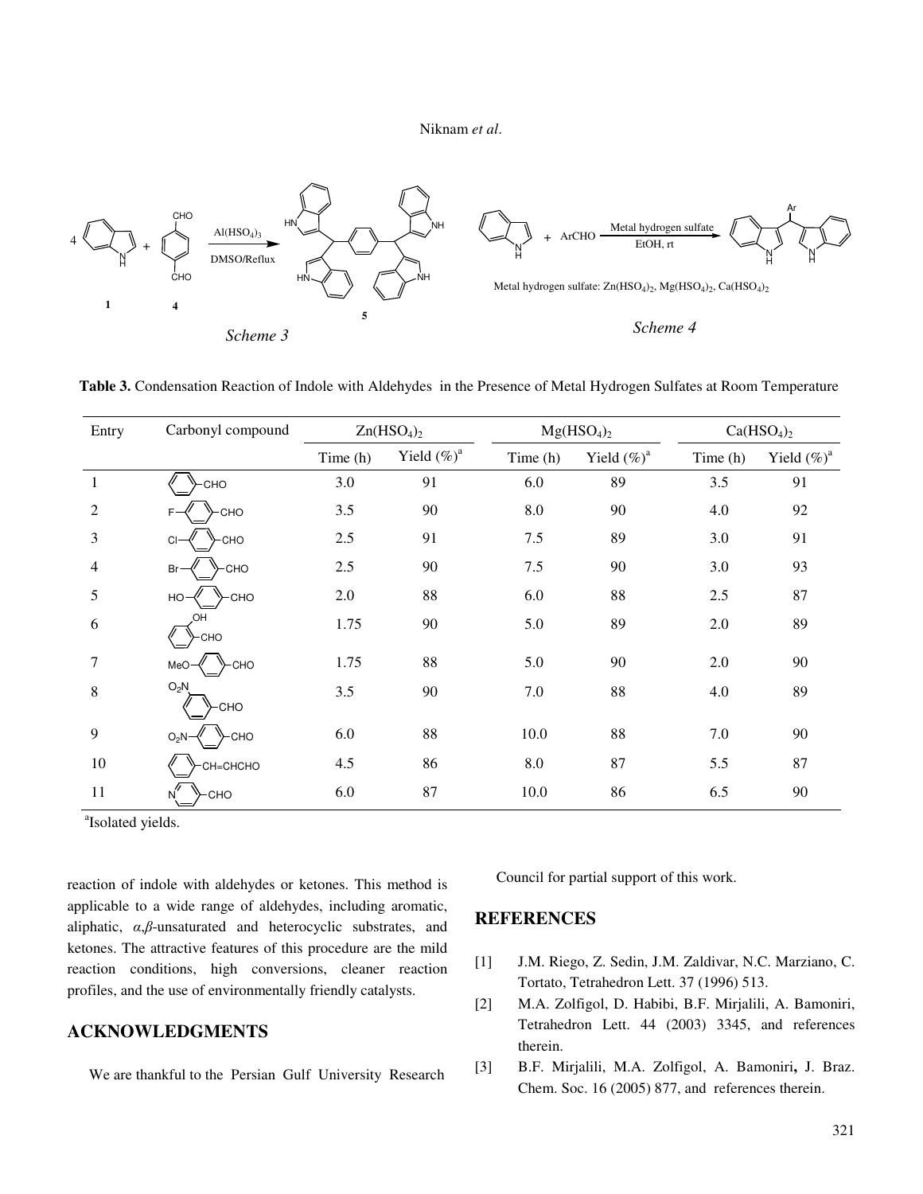Scheme 3

Scheme 4

Metal hydrogen sulfate: $Zn(HSO_4)_2$, $Mg(HSO_4)_2$, $Ca(HSO_4)_2$

**Table 3.** Condensation Reaction of Indole with Aldehydes in the Presence of Metal Hydrogen Sulfates at Room Temperature

| Entry | Carbonyl compound | $Zn(HSO_4)_2$ | | $Mg(HSO_4)_2$ | | $Ca(HSO_4)_2$ | |
|---|---|---|---|---|---|---|---|
| | | Time (h) | Yield (%)[a] | Time (h) | Yield (%)[a] | Time (h) | Yield (%)[a] |
| 1 | $C_6H_5$-CHO | 3.0 | 91 | 6.0 | 89 | 3.5 | 91 |
| 2 | F-$C_6H_4$-CHO | 3.5 | 90 | 8.0 | 90 | 4.0 | 92 |
| 3 | Cl-$C_6H_4$-CHO | 2.5 | 91 | 7.5 | 89 | 3.0 | 91 |
| 4 | Br-$C_6H_4$-CHO | 2.5 | 90 | 7.5 | 90 | 3.0 | 93 |
| 5 | HO-$C_6H_4$-CHO | 2.0 | 88 | 6.0 | 88 | 2.5 | 87 |
| 6 | 2-OH-$C_6H_4$-CHO | 1.75 | 90 | 5.0 | 89 | 2.0 | 89 |
| 7 | MeO-$C_6H_4$-CHO | 1.75 | 88 | 5.0 | 90 | 2.0 | 90 |
| 8 | 3-$O_2N$-$C_6H_4$-CHO | 3.5 | 90 | 7.0 | 88 | 4.0 | 89 |
| 9 | $O_2N$-$C_6H_4$-CHO | 6.0 | 88 | 10.0 | 88 | 7.0 | 90 |
| 10 | $C_6H_5$-CH=CHCHO | 4.5 | 86 | 8.0 | 87 | 5.5 | 87 |
| 11 | Pyridyl-CHO | 6.0 | 87 | 10.0 | 86 | 6.5 | 90 |

[a]Isolated yields.

reaction of indole with aldehydes or ketones. This method is applicable to a wide range of aldehydes, including aromatic, aliphatic, *α*,*β*-unsaturated and heterocyclic substrates, and ketones. The attractive features of this procedure are the mild reaction conditions, high conversions, cleaner reaction profiles, and the use of environmentally friendly catalysts.

## ACKNOWLEDGMENTS

We are thankful to the Persian Gulf University Research Council for partial support of this work.

## REFERENCES

[1] J.M. Riego, Z. Sedin, J.M. Zaldivar, N.C. Marziano, C. Tortato, Tetrahedron Lett. 37 (1996) 513.

[2] M.A. Zolfigol, D. Habibi, B.F. Mirjalili, A. Bamoniri, Tetrahedron Lett. 44 (2003) 3345, and references therein.

[3] B.F. Mirjalili, M.A. Zolfigol, A. Bamoniri, J. Braz. Chem. Soc. 16 (2005) 877, and references therein.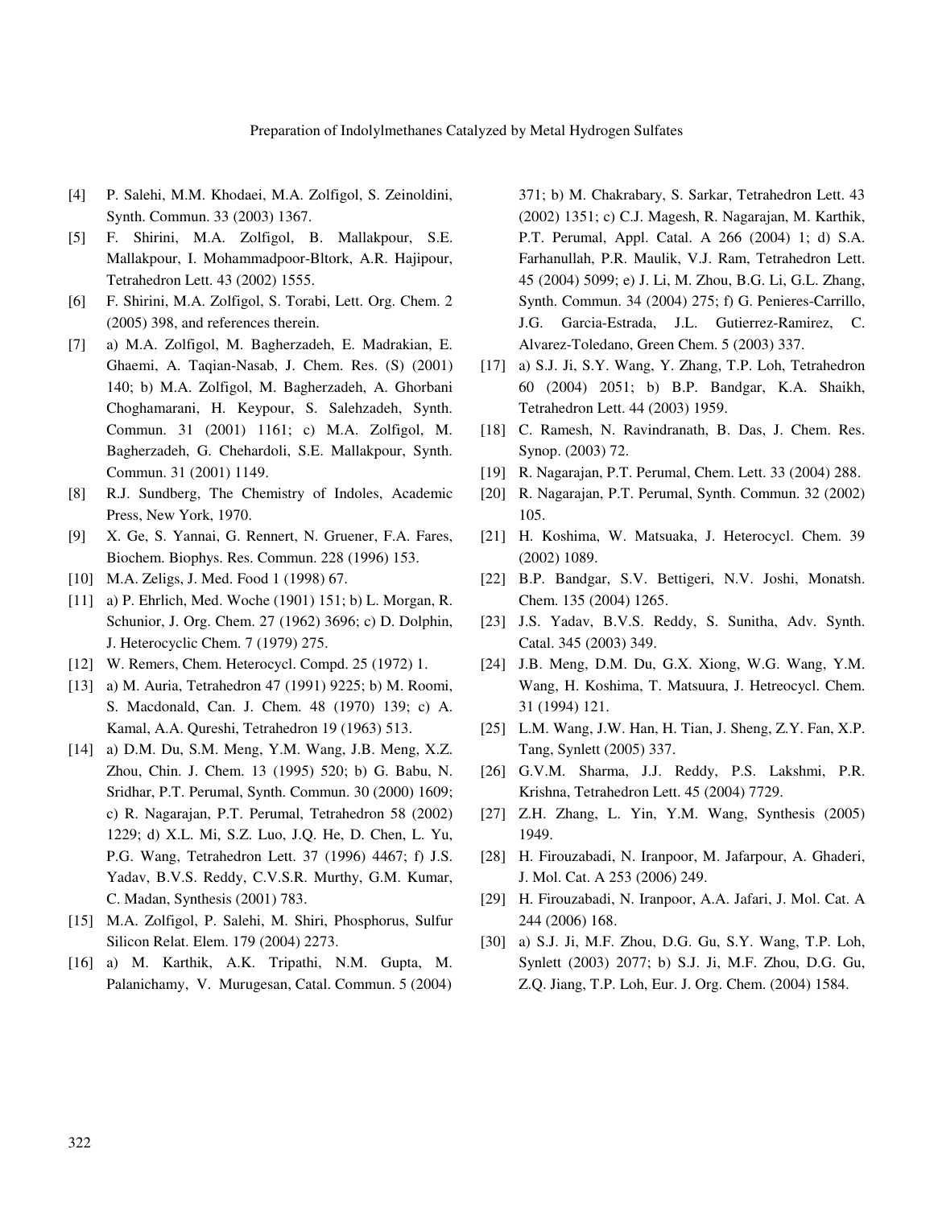[4] P. Salehi, M.M. Khodaei, M.A. Zolfigol, S. Zeinoldini, Synth. Commun. 33 (2003) 1367.

[5] F. Shirini, M.A. Zolfigol, B. Mallakpour, S.E. Mallakpour, I. Mohammadpoor-Bltork, A.R. Hajipour, Tetrahedron Lett. 43 (2002) 1555.

[6] F. Shirini, M.A. Zolfigol, S. Torabi, Lett. Org. Chem. 2 (2005) 398, and references therein.

[7] a) M.A. Zolfigol, M. Bagherzadeh, E. Madrakian, E. Ghaemi, A. Taqian-Nasab, J. Chem. Res. (S) (2001) 140; b) M.A. Zolfigol, M. Bagherzadeh, A. Ghorbani Choghamarani, H. Keypour, S. Salehzadeh, Synth. Commun. 31 (2001) 1161; c) M.A. Zolfigol, M. Bagherzadeh, G. Chehardoli, S.E. Mallakpour, Synth. Commun. 31 (2001) 1149.

[8] R.J. Sundberg, The Chemistry of Indoles, Academic Press, New York, 1970.

[9] X. Ge, S. Yannai, G. Rennert, N. Gruener, F.A. Fares, Biochem. Biophys. Res. Commun. 228 (1996) 153.

[10] M.A. Zeligs, J. Med. Food 1 (1998) 67.

[11] a) P. Ehrlich, Med. Woche (1901) 151; b) L. Morgan, R. Schunior, J. Org. Chem. 27 (1962) 3696; c) D. Dolphin, J. Heterocyclic Chem. 7 (1979) 275.

[12] W. Remers, Chem. Heterocycl. Compd. 25 (1972) 1.

[13] a) M. Auria, Tetrahedron 47 (1991) 9225; b) M. Roomi, S. Macdonald, Can. J. Chem. 48 (1970) 139; c) A. Kamal, A.A. Qureshi, Tetrahedron 19 (1963) 513.

[14] a) D.M. Du, S.M. Meng, Y.M. Wang, J.B. Meng, X.Z. Zhou, Chin. J. Chem. 13 (1995) 520; b) G. Babu, N. Sridhar, P.T. Perumal, Synth. Commun. 30 (2000) 1609; c) R. Nagarajan, P.T. Perumal, Tetrahedron 58 (2002) 1229; d) X.L. Mi, S.Z. Luo, J.Q. He, D. Chen, L. Yu, P.G. Wang, Tetrahedron Lett. 37 (1996) 4467; f) J.S. Yadav, B.V.S. Reddy, C.V.S.R. Murthy, G.M. Kumar, C. Madan, Synthesis (2001) 783.

[15] M.A. Zolfigol, P. Salehi, M. Shiri, Phosphorus, Sulfur Silicon Relat. Elem. 179 (2004) 2273.

[16] a) M. Karthik, A.K. Tripathi, N.M. Gupta, M. Palanichamy, V. Murugesan, Catal. Commun. 5 (2004) 371; b) M. Chakrabary, S. Sarkar, Tetrahedron Lett. 43 (2002) 1351; c) C.J. Magesh, R. Nagarajan, M. Karthik, P.T. Perumal, Appl. Catal. A 266 (2004) 1; d) S.A. Farhanullah, P.R. Maulik, V.J. Ram, Tetrahedron Lett. 45 (2004) 5099; e) J. Li, M. Zhou, B.G. Li, G.L. Zhang, Synth. Commun. 34 (2004) 275; f) G. Penieres-Carrillo, J.G. Garcia-Estrada, J.L. Gutierrez-Ramirez, C. Alvarez-Toledano, Green Chem. 5 (2003) 337.

[17] a) S.J. Ji, S.Y. Wang, Y. Zhang, T.P. Loh, Tetrahedron 60 (2004) 2051; b) B.P. Bandgar, K.A. Shaikh, Tetrahedron Lett. 44 (2003) 1959.

[18] C. Ramesh, N. Ravindranath, B. Das, J. Chem. Res. Synop. (2003) 72.

[19] R. Nagarajan, P.T. Perumal, Chem. Lett. 33 (2004) 288.

[20] R. Nagarajan, P.T. Perumal, Synth. Commun. 32 (2002) 105.

[21] H. Koshima, W. Matsuaka, J. Heterocycl. Chem. 39 (2002) 1089.

[22] B.P. Bandgar, S.V. Bettigeri, N.V. Joshi, Monatsh. Chem. 135 (2004) 1265.

[23] J.S. Yadav, B.V.S. Reddy, S. Sunitha, Adv. Synth. Catal. 345 (2003) 349.

[24] J.B. Meng, D.M. Du, G.X. Xiong, W.G. Wang, Y.M. Wang, H. Koshima, T. Matsuura, J. Hetreocycl. Chem. 31 (1994) 121.

[25] L.M. Wang, J.W. Han, H. Tian, J. Sheng, Z.Y. Fan, X.P. Tang, Synlett (2005) 337.

[26] G.V.M. Sharma, J.J. Reddy, P.S. Lakshmi, P.R. Krishna, Tetrahedron Lett. 45 (2004) 7729.

[27] Z.H. Zhang, L. Yin, Y.M. Wang, Synthesis (2005) 1949.

[28] H. Firouzabadi, N. Iranpoor, M. Jafarpour, A. Ghaderi, J. Mol. Cat. A 253 (2006) 249.

[29] H. Firouzabadi, N. Iranpoor, A.A. Jafari, J. Mol. Cat. A 244 (2006) 168.

[30] a) S.J. Ji, M.F. Zhou, D.G. Gu, S.Y. Wang, T.P. Loh, Synlett (2003) 2077; b) S.J. Ji, M.F. Zhou, D.G. Gu, Z.Q. Jiang, T.P. Loh, Eur. J. Org. Chem. (2004) 1584.